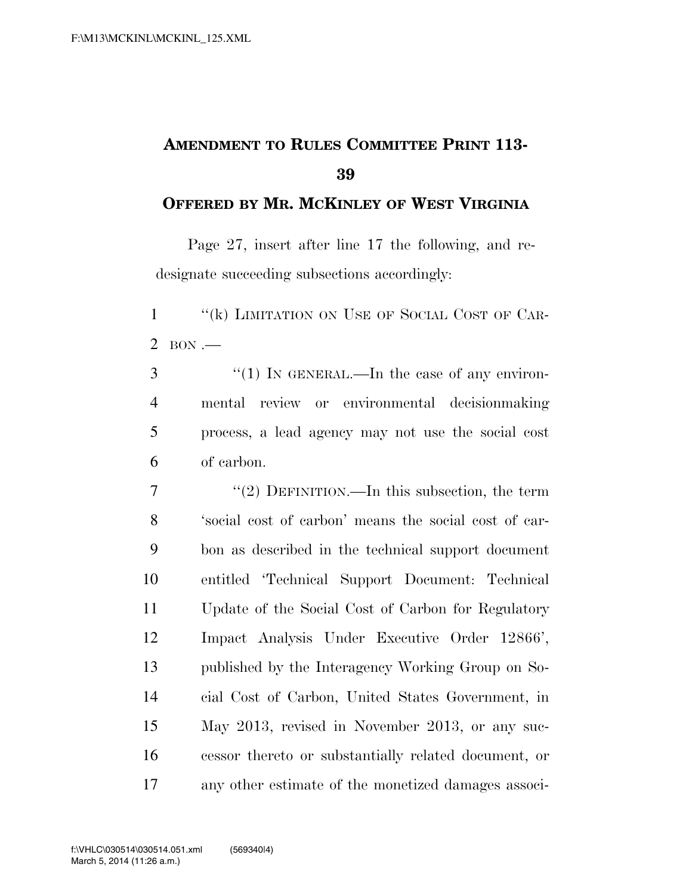**AMENDMENT TO RULES COMMITTEE PRINT 113-39**

**OFFERED BY MR. MCKINLEY OF WEST VIRGINIA**

Page 27, insert after line 17 the following, and redesignate succeeding subsections accordingly:

"(k) LIMITATION ON USE OF SOCIAL COST OF CARBON .—

"(1) IN GENERAL.—In the case of any environmental review or environmental decisionmaking process, a lead agency may not use the social cost of carbon.

"(2) DEFINITION.—In this subsection, the term 'social cost of carbon' means the social cost of carbon as described in the technical support document entitled 'Technical Support Document: Technical Update of the Social Cost of Carbon for Regulatory Impact Analysis Under Executive Order 12866', published by the Interagency Working Group on Social Cost of Carbon, United States Government, in May 2013, revised in November 2013, or any successor thereto or substantially related document, or any other estimate of the monetized damages associ-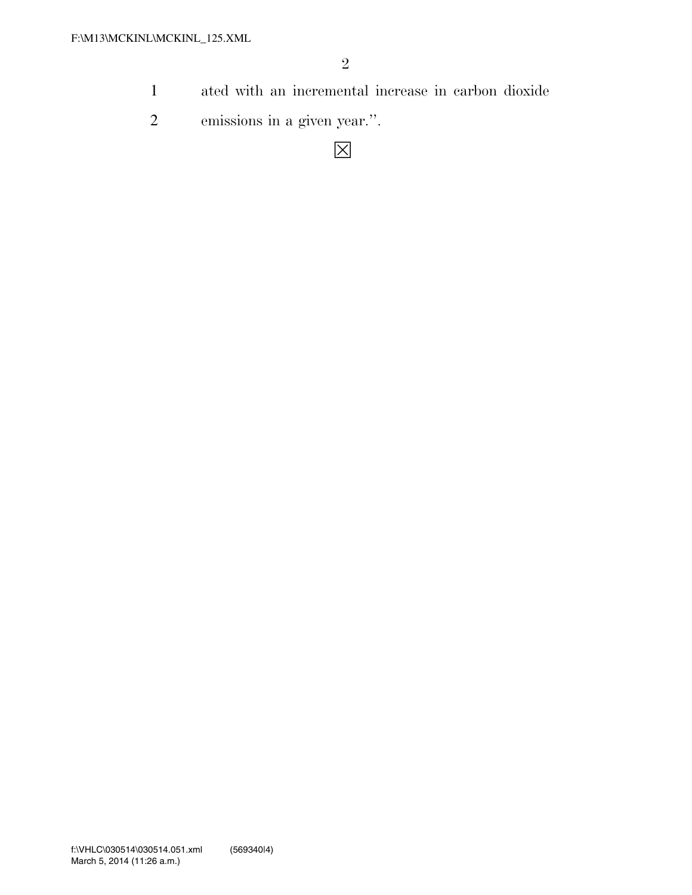ated with an incremental increase in carbon dioxide emissions in a given year.''.

☒